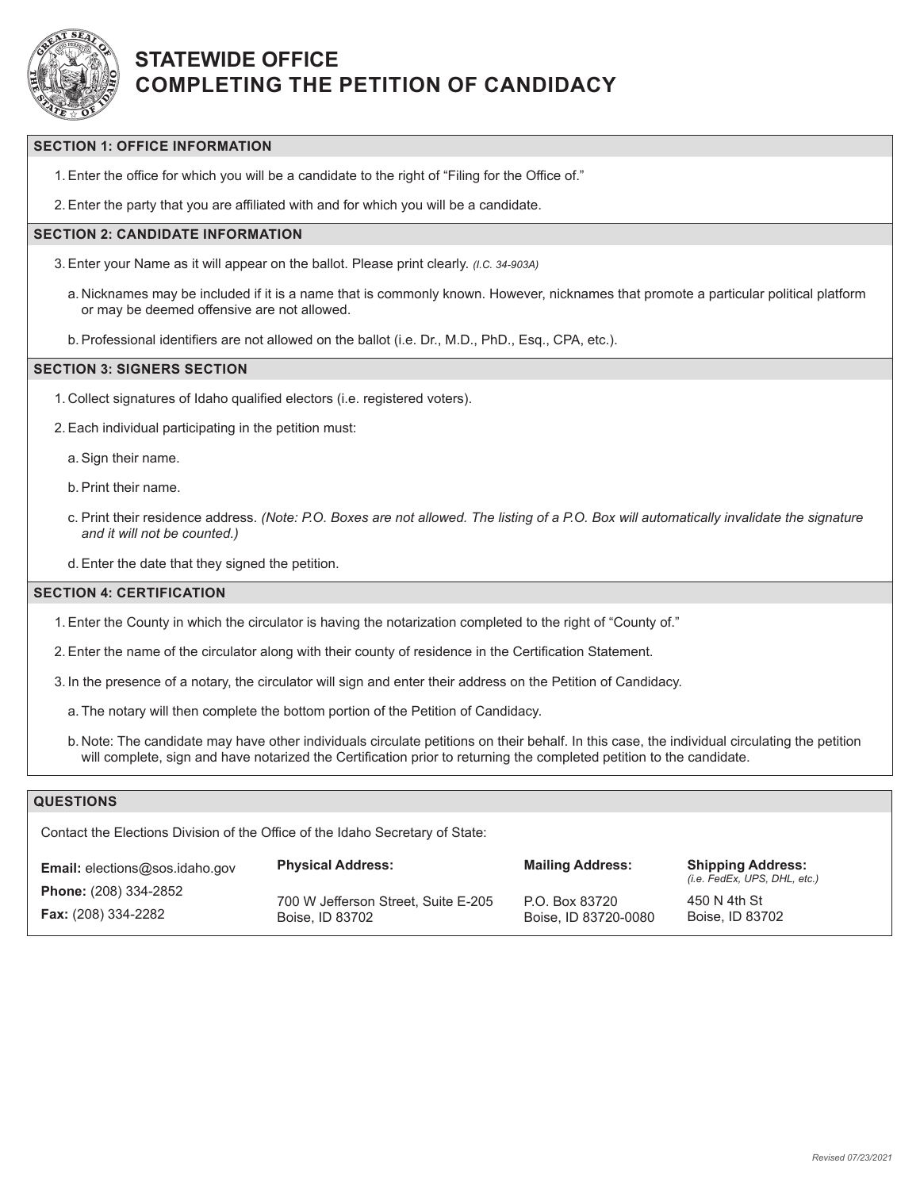# STATEWIDE OFFICE
# COMPLETING THE PETITION OF CANDIDACY

## SECTION 1: OFFICE INFORMATION

1. Enter the office for which you will be a candidate to the right of “Filing for the Office of.”
2. Enter the party that you are affiliated with and for which you will be a candidate.

## SECTION 2: CANDIDATE INFORMATION

3. Enter your Name as it will appear on the ballot. Please print clearly. *(I.C. 34-903A)*
   a. Nicknames may be included if it is a name that is commonly known. However, nicknames that promote a particular political platform or may be deemed offensive are not allowed.
   b. Professional identifiers are not allowed on the ballot (i.e. Dr., M.D., PhD., Esq., CPA, etc.).

## SECTION 3: SIGNERS SECTION

1. Collect signatures of Idaho qualified electors (i.e. registered voters).
2. Each individual participating in the petition must:
   a. Sign their name.
   b. Print their name.
   c. Print their residence address. *(Note: P.O. Boxes are not allowed. The listing of a P.O. Box will automatically invalidate the signature and it will not be counted.)*
   d. Enter the date that they signed the petition.

## SECTION 4: CERTIFICATION

1. Enter the County in which the circulator is having the notarization completed to the right of “County of.”
2. Enter the name of the circulator along with their county of residence in the Certification Statement.
3. In the presence of a notary, the circulator will sign and enter their address on the Petition of Candidacy.
   a. The notary will then complete the bottom portion of the Petition of Candidacy.
   b. Note: The candidate may have other individuals circulate petitions on their behalf. In this case, the individual circulating the petition will complete, sign and have notarized the Certification prior to returning the completed petition to the candidate.

## QUESTIONS

Contact the Elections Division of the Office of the Idaho Secretary of State:

**Email:** elections@sos.idaho.gov
**Phone:** (208) 334-2852
**Fax:** (208) 334-2282

**Physical Address:**
700 W Jefferson Street, Suite E-205
Boise, ID 83702

**Mailing Address:**
P.O. Box 83720
Boise, ID 83720-0080

**Shipping Address:** *(i.e. FedEx, UPS, DHL, etc.)*
450 N 4th St
Boise, ID 83702

*Revised 07/23/2021*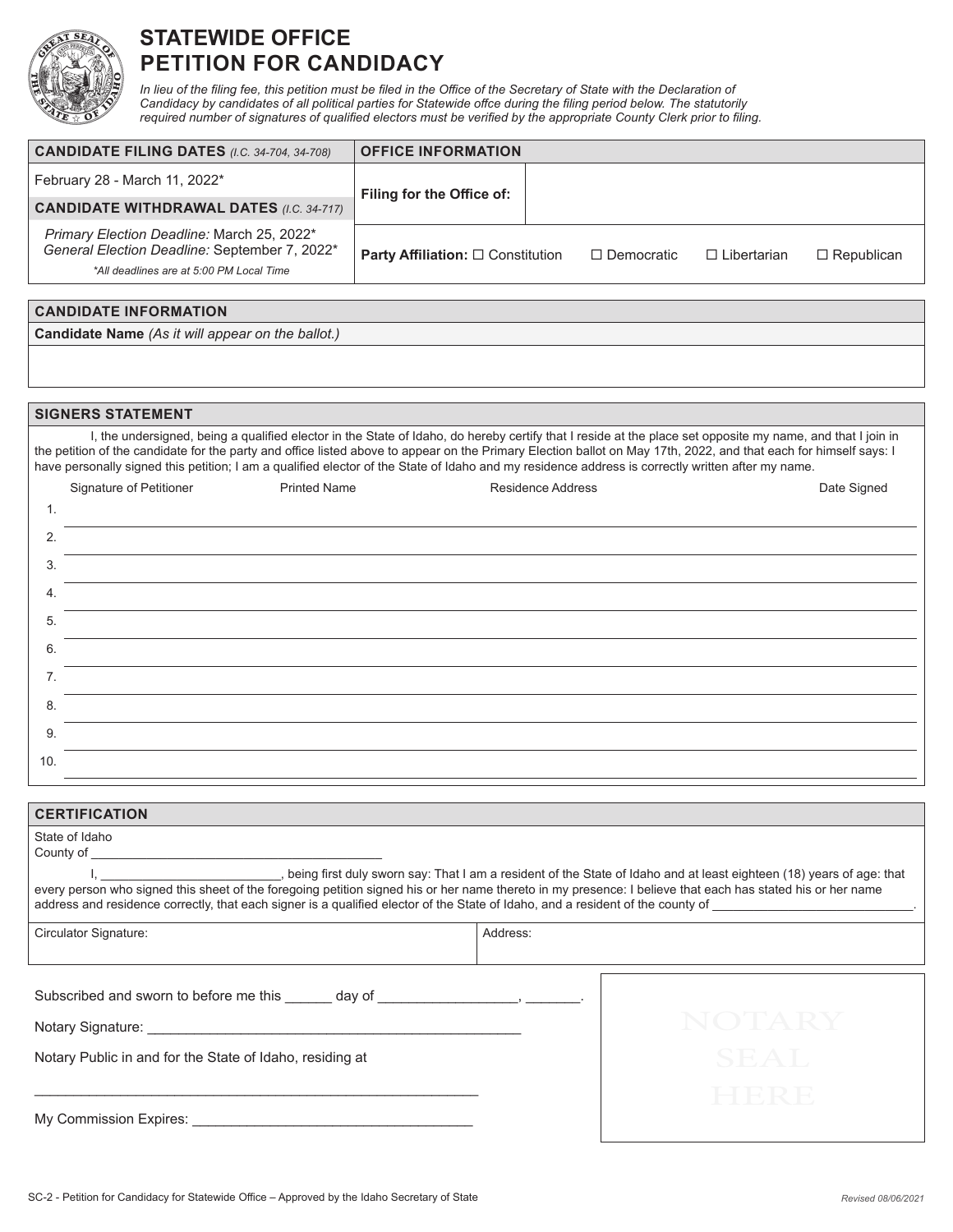# STATEWIDE OFFICE PETITION FOR CANDIDACY

*In lieu of the filing fee, this petition must be filed in the Office of the Secretary of State with the Declaration of Candidacy by candidates of all political parties for Statewide offce during the filing period below. The statutorily required number of signatures of qualified electors must be verified by the appropriate County Clerk prior to filing.*

| **CANDIDATE FILING DATES** *(I.C. 34-704, 34-708)* | **OFFICE INFORMATION** | |
|---|---|---|
| February 28 - March 11, 2022* | **Filing for the Office of:** | |
| **CANDIDATE WITHDRAWAL DATES** *(I.C. 34-717)* | | |
| *Primary Election Deadline:* March 25, 2022*<br>*General Election Deadline:* September 7, 2022*<br>*\*All deadlines are at 5:00 PM Local Time* | **Party Affiliation:** ☐ Constitution ☐ Democratic ☐ Libertarian ☐ Republican | |

## CANDIDATE INFORMATION

**Candidate Name** *(As it will appear on the ballot.)*

## SIGNERS STATEMENT

I, the undersigned, being a qualified elector in the State of Idaho, do hereby certify that I reside at the place set opposite my name, and that I join in the petition of the candidate for the party and office listed above to appear on the Primary Election ballot on May 17th, 2022, and that each for himself says: I have personally signed this petition; I am a qualified elector of the State of Idaho and my residence address is correctly written after my name.

| | Signature of Petitioner | Printed Name | Residence Address | Date Signed |
|---|---|---|---|---|
| 1. | | | | |
| 2. | | | | |
| 3. | | | | |
| 4. | | | | |
| 5. | | | | |
| 6. | | | | |
| 7. | | | | |
| 8. | | | | |
| 9. | | | | |
| 10. | | | | |

## CERTIFICATION

State of Idaho
County of ________________________________________

I, ________________________, being first duly sworn say: That I am a resident of the State of Idaho and at least eighteen (18) years of age: that every person who signed this sheet of the foregoing petition signed his or her name thereto in my presence: I believe that each has stated his or her name address and residence correctly, that each signer is a qualified elector of the State of Idaho, and a resident of the county of ___________________________.

| Circulator Signature: | Address: |
|---|---|
| | |

Subscribed and sworn to before me this ______ day of _________________, _______.

Notary Signature: _______________________________________________

Notary Public in and for the State of Idaho, residing at

_______________________________________________________

My Commission Expires: ___________________________________

NOTARY SEAL HERE

SC-2 - Petition for Candidacy for Statewide Office – Approved by the Idaho Secretary of State

*Revised 08/06/2021*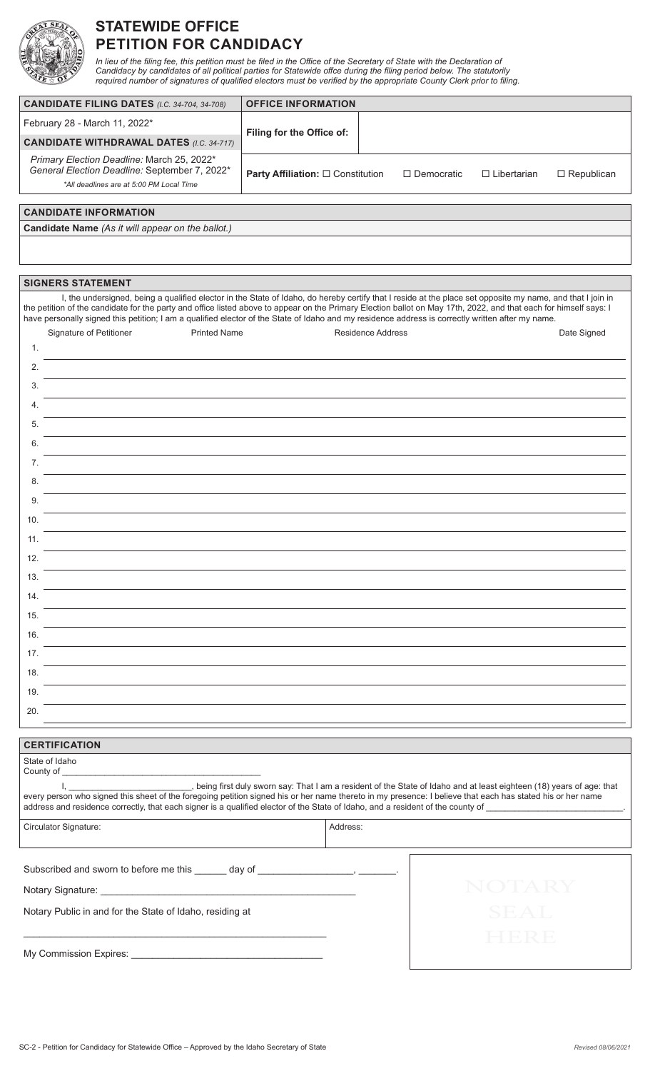# STATEWIDE OFFICE PETITION FOR CANDIDACY

*In lieu of the filing fee, this petition must be filed in the Office of the Secretary of State with the Declaration of Candidacy by candidates of all political parties for Statewide offce during the filing period below. The statutorily required number of signatures of qualified electors must be verified by the appropriate County Clerk prior to filing.*

| **CANDIDATE FILING DATES** *(I.C. 34-704, 34-708)* | **OFFICE INFORMATION** |
|---|---|
| February 28 - March 11, 2022* | **Filing for the Office of:** |
| **CANDIDATE WITHDRAWAL DATES** *(I.C. 34-717)* | |
| *Primary Election Deadline:* March 25, 2022*<br>*General Election Deadline:* September 7, 2022*<br>*\*All deadlines are at 5:00 PM Local Time* | **Party Affiliation:** ☐ Constitution ☐ Democratic ☐ Libertarian ☐ Republican |

## CANDIDATE INFORMATION

**Candidate Name** *(As it will appear on the ballot.)*

## SIGNERS STATEMENT

I, the undersigned, being a qualified elector in the State of Idaho, do hereby certify that I reside at the place set opposite my name, and that I join in the petition of the candidate for the party and office listed above to appear on the Primary Election ballot on May 17th, 2022, and that each for himself says: I have personally signed this petition; I am a qualified elector of the State of Idaho and my residence address is correctly written after my name.

| | Signature of Petitioner | Printed Name | Residence Address | Date Signed |
|---|---|---|---|---|
| 1. | | | | |
| 2. | | | | |
| 3. | | | | |
| 4. | | | | |
| 5. | | | | |
| 6. | | | | |
| 7. | | | | |
| 8. | | | | |
| 9. | | | | |
| 10. | | | | |
| 11. | | | | |
| 12. | | | | |
| 13. | | | | |
| 14. | | | | |
| 15. | | | | |
| 16. | | | | |
| 17. | | | | |
| 18. | | | | |
| 19. | | | | |
| 20. | | | | |

## CERTIFICATION

State of Idaho
County of ________________________________________

I, _________________________, being first duly sworn say: That I am a resident of the State of Idaho and at least eighteen (18) years of age: that every person who signed this sheet of the foregoing petition signed his or her name thereto in my presence: I believe that each has stated his or her name address and residence correctly, that each signer is a qualified elector of the State of Idaho, and a resident of the county of ___________________________.

| Circulator Signature: | Address: |
|---|---|
| | |

Subscribed and sworn to before me this ______ day of _________________, _______.

Notary Signature: ________________________________________________

Notary Public in and for the State of Idaho, residing at

________________________________________________________

My Commission Expires: ___________________________________

NOTARY SEAL HERE

SC-2 - Petition for Candidacy for Statewide Office – Approved by the Idaho Secretary of State

*Revised 08/06/2021*